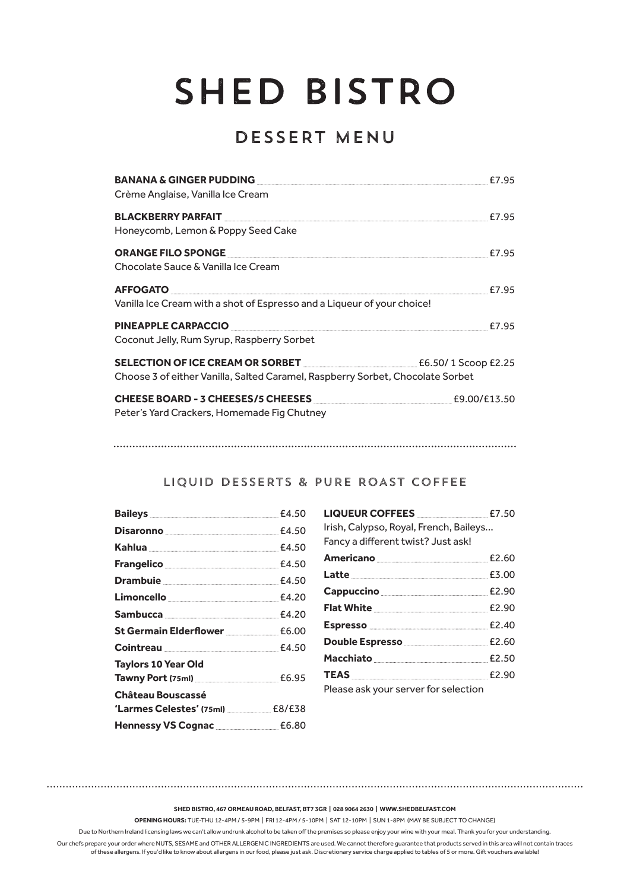# SHED BISTRO

## DESSERT MENU

**BANANA & GINGER PUDDING** £7.95
Crème Anglaise, Vanilla Ice Cream

**BLACKBERRY PARFAIT** £7.95
Honeycomb, Lemon & Poppy Seed Cake

**ORANGE FILO SPONGE** £7.95
Chocolate Sauce & Vanilla Ice Cream

**AFFOGATO** £7.95
Vanilla Ice Cream with a shot of Espresso and a Liqueur of your choice!

**PINEAPPLE CARPACCIO** £7.95
Coconut Jelly, Rum Syrup, Raspberry Sorbet

**SELECTION OF ICE CREAM OR SORBET** £6.50/ 1 Scoop £2.25
Choose 3 of either Vanilla, Salted Caramel, Raspberry Sorbet, Chocolate Sorbet

**CHEESE BOARD - 3 CHEESES/5 CHEESES** £9.00/£13.50
Peter's Yard Crackers, Homemade Fig Chutney

---

### LIQUID DESSERTS & PURE ROAST COFFEE

| Item | Price |
|---|---|
| **Baileys** | £4.50 |
| **Disaronno** | £4.50 |
| **Kahlua** | £4.50 |
| **Frangelico** | £4.50 |
| **Drambuie** | £4.50 |
| **Limoncello** | £4.20 |
| **Sambucca** | £4.20 |
| **St Germain Elderflower** | £6.00 |
| **Cointreau** | £4.50 |
| **Taylors 10 Year Old Tawny Port (75ml)** | £6.95 |
| **Château Bouscassé 'Larmes Celestes' (75ml)** | £8/£38 |
| **Hennessy VS Cognac** | £6.80 |

**LIQUEUR COFFEES** £7.50
Irish, Calypso, Royal, French, Baileys...
Fancy a different twist? Just ask!

| Item | Price |
|---|---|
| **Americano** | £2.60 |
| **Latte** | £3.00 |
| **Cappuccino** | £2.90 |
| **Flat White** | £2.90 |
| **Espresso** | £2.40 |
| **Double Espresso** | £2.60 |
| **Macchiato** | £2.50 |
| **TEAS** | £2.90 |

Please ask your server for selection

---

**SHED BISTRO, 467 ORMEAU ROAD, BELFAST, BT7 3GR | 028 9064 2630 | WWW.SHEDBELFAST.COM**

**OPENING HOURS:** TUE-THU 12-4PM / 5-9PM | FRI 12-4PM / 5-10PM | SAT 12-10PM | SUN 1-8PM (MAY BE SUBJECT TO CHANGE)

Due to Northern Ireland licensing laws we can't allow undrunk alcohol to be taken off the premises so please enjoy your wine with your meal. Thank you for your understanding.

Our chefs prepare your order where NUTS, SESAME and OTHER ALLERGENIC INGREDIENTS are used. We cannot therefore guarantee that products served in this area will not contain traces of these allergens. If you'd like to know about allergens in our food, please just ask. Discretionary service charge applied to tables of 5 or more. Gift vouchers available!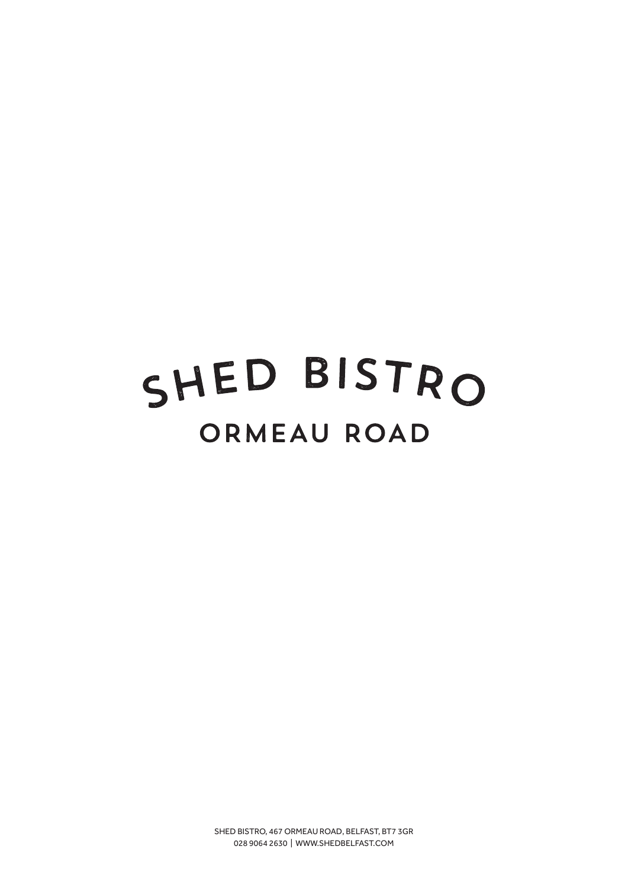# SHED BISTRO

## ORMEAU ROAD

SHED BISTRO, 467 ORMEAU ROAD, BELFAST, BT7 3GR
028 9064 2630 | WWW.SHEDBELFAST.COM